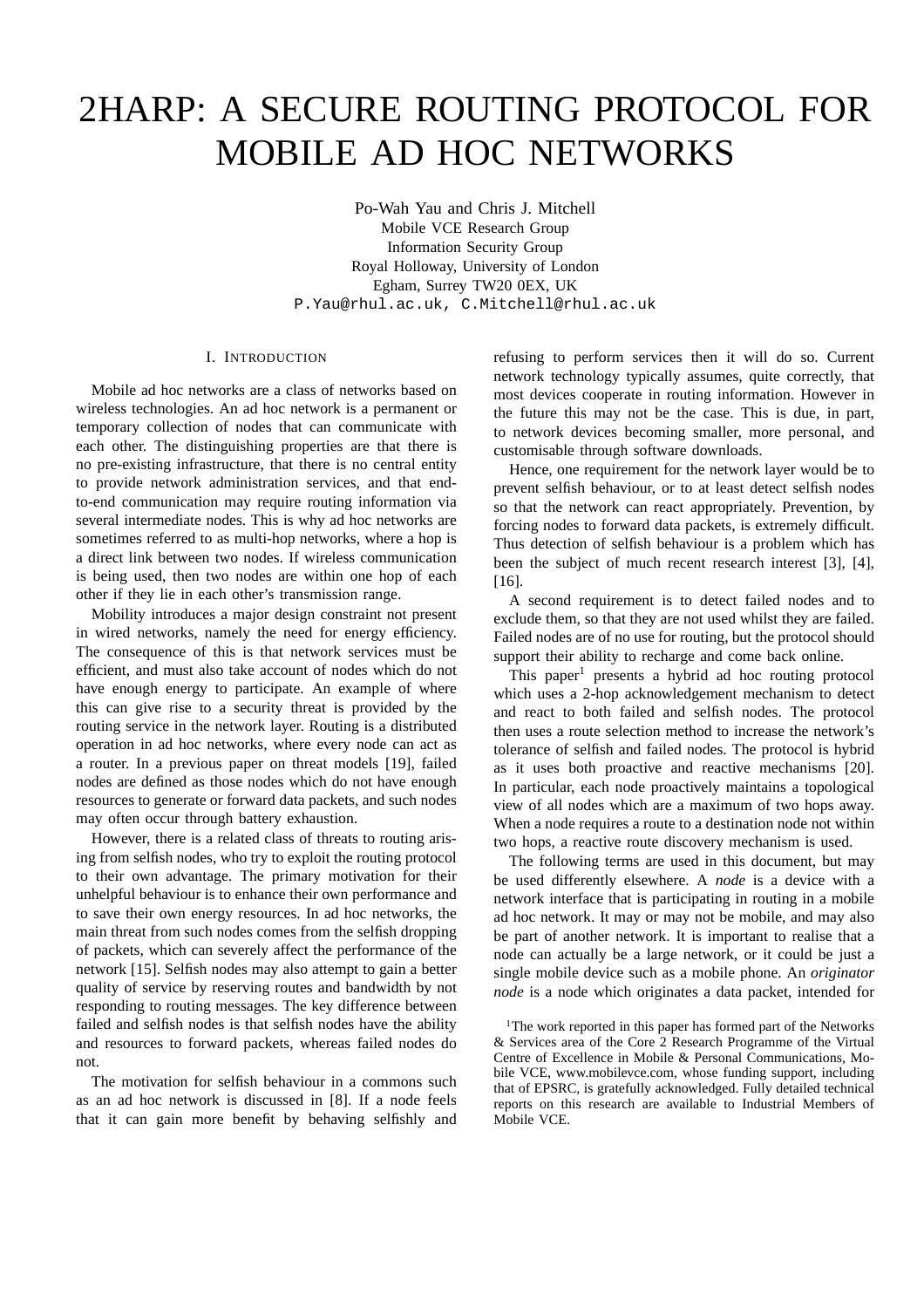# 2HARP: A SECURE ROUTING PROTOCOL FOR MOBILE AD HOC NETWORKS

Po-Wah Yau and Chris J. Mitchell
Mobile VCE Research Group
Information Security Group
Royal Holloway, University of London
Egham, Surrey TW20 0EX, UK
P.Yau@rhul.ac.uk, C.Mitchell@rhul.ac.uk

## I. Introduction

Mobile ad hoc networks are a class of networks based on wireless technologies. An ad hoc network is a permanent or temporary collection of nodes that can communicate with each other. The distinguishing properties are that there is no pre-existing infrastructure, that there is no central entity to provide network administration services, and that end-to-end communication may require routing information via several intermediate nodes. This is why ad hoc networks are sometimes referred to as multi-hop networks, where a hop is a direct link between two nodes. If wireless communication is being used, then two nodes are within one hop of each other if they lie in each other's transmission range.

Mobility introduces a major design constraint not present in wired networks, namely the need for energy efficiency. The consequence of this is that network services must be efficient, and must also take account of nodes which do not have enough energy to participate. An example of where this can give rise to a security threat is provided by the routing service in the network layer. Routing is a distributed operation in ad hoc networks, where every node can act as a router. In a previous paper on threat models [19], failed nodes are defined as those nodes which do not have enough resources to generate or forward data packets, and such nodes may often occur through battery exhaustion.

However, there is a related class of threats to routing arising from selfish nodes, who try to exploit the routing protocol to their own advantage. The primary motivation for their unhelpful behaviour is to enhance their own performance and to save their own energy resources. In ad hoc networks, the main threat from such nodes comes from the selfish dropping of packets, which can severely affect the performance of the network [15]. Selfish nodes may also attempt to gain a better quality of service by reserving routes and bandwidth by not responding to routing messages. The key difference between failed and selfish nodes is that selfish nodes have the ability and resources to forward packets, whereas failed nodes do not.

The motivation for selfish behaviour in a commons such as an ad hoc network is discussed in [8]. If a node feels that it can gain more benefit by behaving selfishly and refusing to perform services then it will do so. Current network technology typically assumes, quite correctly, that most devices cooperate in routing information. However in the future this may not be the case. This is due, in part, to network devices becoming smaller, more personal, and customisable through software downloads.

Hence, one requirement for the network layer would be to prevent selfish behaviour, or to at least detect selfish nodes so that the network can react appropriately. Prevention, by forcing nodes to forward data packets, is extremely difficult. Thus detection of selfish behaviour is a problem which has been the subject of much recent research interest [3], [4], [16].

A second requirement is to detect failed nodes and to exclude them, so that they are not used whilst they are failed. Failed nodes are of no use for routing, but the protocol should support their ability to recharge and come back online.

This paper[1] presents a hybrid ad hoc routing protocol which uses a 2-hop acknowledgement mechanism to detect and react to both failed and selfish nodes. The protocol then uses a route selection method to increase the network's tolerance of selfish and failed nodes. The protocol is hybrid as it uses both proactive and reactive mechanisms [20]. In particular, each node proactively maintains a topological view of all nodes which are a maximum of two hops away. When a node requires a route to a destination node not within two hops, a reactive route discovery mechanism is used.

The following terms are used in this document, but may be used differently elsewhere. A *node* is a device with a network interface that is participating in routing in a mobile ad hoc network. It may or may not be mobile, and may also be part of another network. It is important to realise that a node can actually be a large network, or it could be just a single mobile device such as a mobile phone. An *originator node* is a node which originates a data packet, intended for

[1] The work reported in this paper has formed part of the Networks & Services area of the Core 2 Research Programme of the Virtual Centre of Excellence in Mobile & Personal Communications, Mobile VCE, www.mobilevce.com, whose funding support, including that of EPSRC, is gratefully acknowledged. Fully detailed technical reports on this research are available to Industrial Members of Mobile VCE.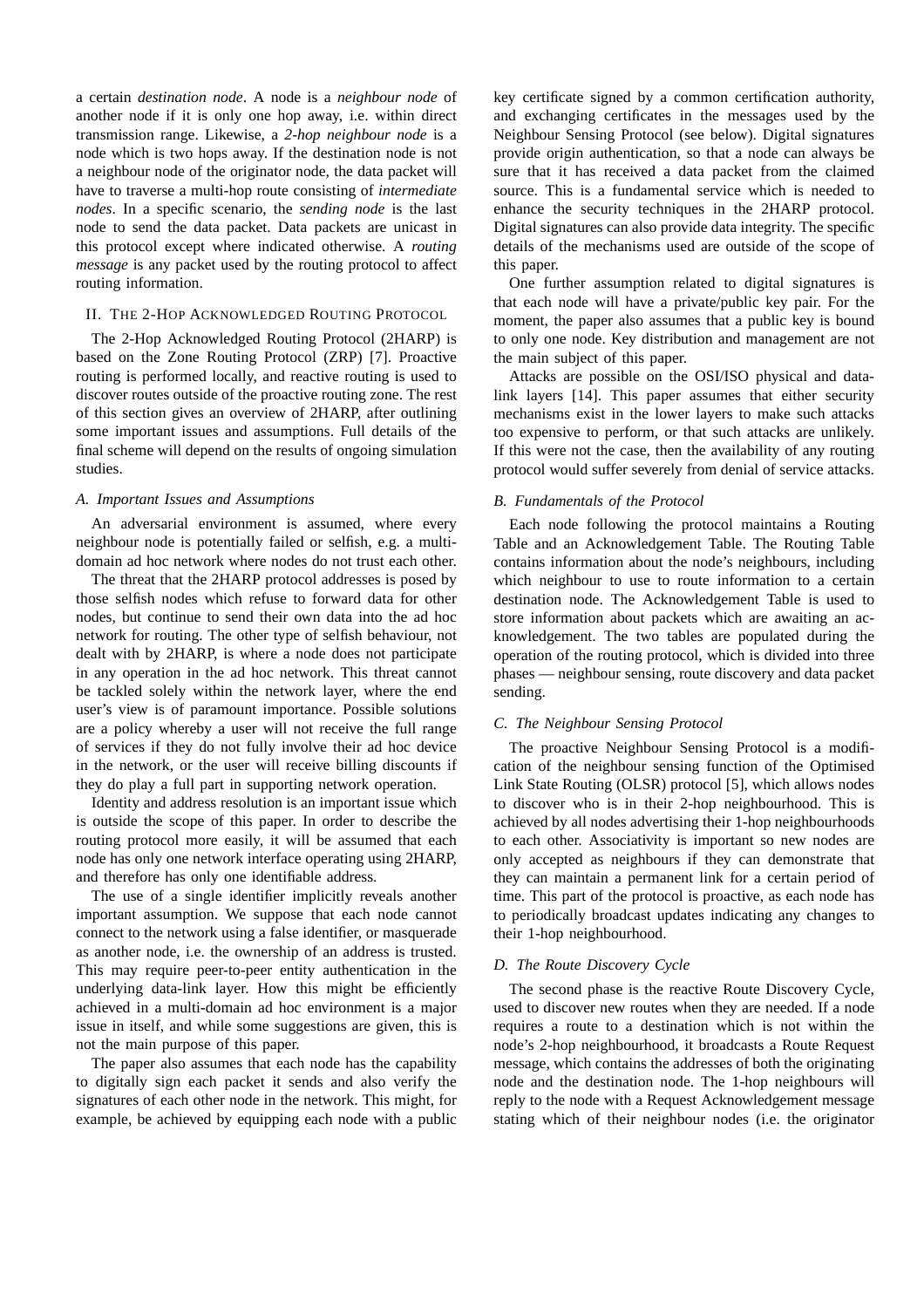a certain *destination node*. A node is a *neighbour node* of another node if it is only one hop away, i.e. within direct transmission range. Likewise, a *2-hop neighbour node* is a node which is two hops away. If the destination node is not a neighbour node of the originator node, the data packet will have to traverse a multi-hop route consisting of *intermediate nodes*. In a specific scenario, the *sending node* is the last node to send the data packet. Data packets are unicast in this protocol except where indicated otherwise. A *routing message* is any packet used by the routing protocol to affect routing information.

## II. The 2-Hop Acknowledged Routing Protocol

The 2-Hop Acknowledged Routing Protocol (2HARP) is based on the Zone Routing Protocol (ZRP) [7]. Proactive routing is performed locally, and reactive routing is used to discover routes outside of the proactive routing zone. The rest of this section gives an overview of 2HARP, after outlining some important issues and assumptions. Full details of the final scheme will depend on the results of ongoing simulation studies.

### A. Important Issues and Assumptions

An adversarial environment is assumed, where every neighbour node is potentially failed or selfish, e.g. a multi-domain ad hoc network where nodes do not trust each other.

The threat that the 2HARP protocol addresses is posed by those selfish nodes which refuse to forward data for other nodes, but continue to send their own data into the ad hoc network for routing. The other type of selfish behaviour, not dealt with by 2HARP, is where a node does not participate in any operation in the ad hoc network. This threat cannot be tackled solely within the network layer, where the end user's view is of paramount importance. Possible solutions are a policy whereby a user will not receive the full range of services if they do not fully involve their ad hoc device in the network, or the user will receive billing discounts if they do play a full part in supporting network operation.

Identity and address resolution is an important issue which is outside the scope of this paper. In order to describe the routing protocol more easily, it will be assumed that each node has only one network interface operating using 2HARP, and therefore has only one identifiable address.

The use of a single identifier implicitly reveals another important assumption. We suppose that each node cannot connect to the network using a false identifier, or masquerade as another node, i.e. the ownership of an address is trusted. This may require peer-to-peer entity authentication in the underlying data-link layer. How this might be efficiently achieved in a multi-domain ad hoc environment is a major issue in itself, and while some suggestions are given, this is not the main purpose of this paper.

The paper also assumes that each node has the capability to digitally sign each packet it sends and also verify the signatures of each other node in the network. This might, for example, be achieved by equipping each node with a public key certificate signed by a common certification authority, and exchanging certificates in the messages used by the Neighbour Sensing Protocol (see below). Digital signatures provide origin authentication, so that a node can always be sure that it has received a data packet from the claimed source. This is a fundamental service which is needed to enhance the security techniques in the 2HARP protocol. Digital signatures can also provide data integrity. The specific details of the mechanisms used are outside of the scope of this paper.

One further assumption related to digital signatures is that each node will have a private/public key pair. For the moment, the paper also assumes that a public key is bound to only one node. Key distribution and management are not the main subject of this paper.

Attacks are possible on the OSI/ISO physical and data-link layers [14]. This paper assumes that either security mechanisms exist in the lower layers to make such attacks too expensive to perform, or that such attacks are unlikely. If this were not the case, then the availability of any routing protocol would suffer severely from denial of service attacks.

### B. Fundamentals of the Protocol

Each node following the protocol maintains a Routing Table and an Acknowledgement Table. The Routing Table contains information about the node's neighbours, including which neighbour to use to route information to a certain destination node. The Acknowledgement Table is used to store information about packets which are awaiting an acknowledgement. The two tables are populated during the operation of the routing protocol, which is divided into three phases — neighbour sensing, route discovery and data packet sending.

### C. The Neighbour Sensing Protocol

The proactive Neighbour Sensing Protocol is a modification of the neighbour sensing function of the Optimised Link State Routing (OLSR) protocol [5], which allows nodes to discover who is in their 2-hop neighbourhood. This is achieved by all nodes advertising their 1-hop neighbourhoods to each other. Associativity is important so new nodes are only accepted as neighbours if they can demonstrate that they can maintain a permanent link for a certain period of time. This part of the protocol is proactive, as each node has to periodically broadcast updates indicating any changes to their 1-hop neighbourhood.

### D. The Route Discovery Cycle

The second phase is the reactive Route Discovery Cycle, used to discover new routes when they are needed. If a node requires a route to a destination which is not within the node's 2-hop neighbourhood, it broadcasts a Route Request message, which contains the addresses of both the originating node and the destination node. The 1-hop neighbours will reply to the node with a Request Acknowledgement message stating which of their neighbour nodes (i.e. the originator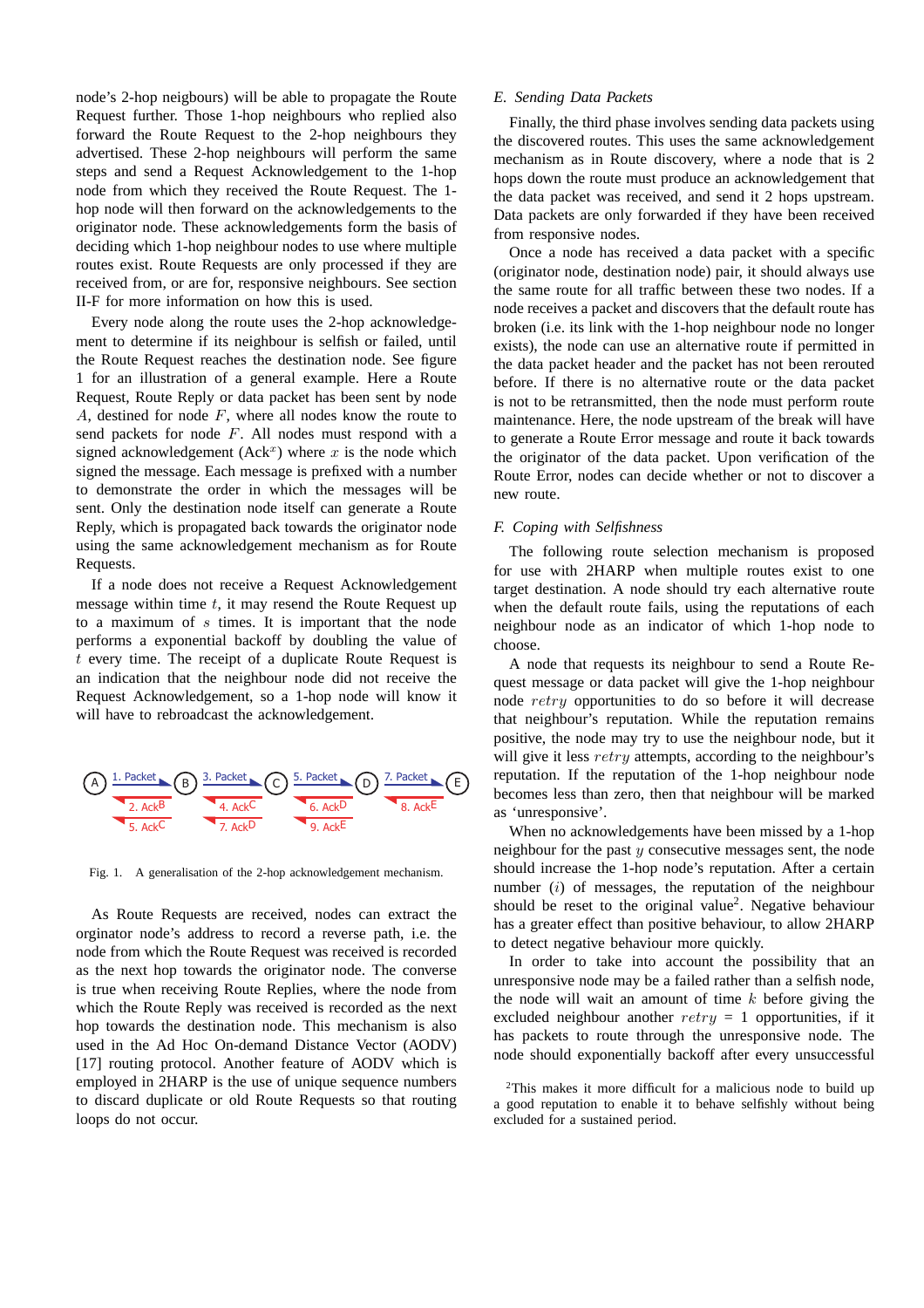node's 2-hop neigbours) will be able to propagate the Route Request further. Those 1-hop neighbours who replied also forward the Route Request to the 2-hop neighbours they advertised. These 2-hop neighbours will perform the same steps and send a Request Acknowledgement to the 1-hop node from which they received the Route Request. The 1-hop node will then forward on the acknowledgements to the originator node. These acknowledgements form the basis of deciding which 1-hop neighbour nodes to use where multiple routes exist. Route Requests are only processed if they are received from, or are for, responsive neighbours. See section II-F for more information on how this is used.

Every node along the route uses the 2-hop acknowledgement to determine if its neighbour is selfish or failed, until the Route Request reaches the destination node. See figure 1 for an illustration of a general example. Here a Route Request, Route Reply or data packet has been sent by node $A$, destined for node $F$, where all nodes know the route to send packets for node $F$. All nodes must respond with a signed acknowledgement ($\text{Ack}^x$) where $x$ is the node which signed the message. Each message is prefixed with a number to demonstrate the order in which the messages will be sent. Only the destination node itself can generate a Route Reply, which is propagated back towards the originator node using the same acknowledgement mechanism as for Route Requests.

If a node does not receive a Request Acknowledgement message within time $t$, it may resend the Route Request up to a maximum of $s$ times. It is important that the node performs a exponential backoff by doubling the value of $t$ every time. The receipt of a duplicate Route Request is an indication that the neighbour node did not receive the Request Acknowledgement, so a 1-hop node will know it will have to rebroadcast the acknowledgement.

Fig. 1. A generalisation of the 2-hop acknowledgement mechanism.

As Route Requests are received, nodes can extract the orginator node's address to record a reverse path, i.e. the node from which the Route Request was received is recorded as the next hop towards the originator node. The converse is true when receiving Route Replies, where the node from which the Route Reply was received is recorded as the next hop towards the destination node. This mechanism is also used in the Ad Hoc On-demand Distance Vector (AODV) [17] routing protocol. Another feature of AODV which is employed in 2HARP is the use of unique sequence numbers to discard duplicate or old Route Requests so that routing loops do not occur.

### E. Sending Data Packets

Finally, the third phase involves sending data packets using the discovered routes. This uses the same acknowledgement mechanism as in Route discovery, where a node that is 2 hops down the route must produce an acknowledgement that the data packet was received, and send it 2 hops upstream. Data packets are only forwarded if they have been received from responsive nodes.

Once a node has received a data packet with a specific (originator node, destination node) pair, it should always use the same route for all traffic between these two nodes. If a node receives a packet and discovers that the default route has broken (i.e. its link with the 1-hop neighbour node no longer exists), the node can use an alternative route if permitted in the data packet header and the packet has not been rerouted before. If there is no alternative route or the data packet is not to be retransmitted, then the node must perform route maintenance. Here, the node upstream of the break will have to generate a Route Error message and route it back towards the originator of the data packet. Upon verification of the Route Error, nodes can decide whether or not to discover a new route.

### F. Coping with Selfishness

The following route selection mechanism is proposed for use with 2HARP when multiple routes exist to one target destination. A node should try each alternative route when the default route fails, using the reputations of each neighbour node as an indicator of which 1-hop node to choose.

A node that requests its neighbour to send a Route Request message or data packet will give the 1-hop neighbour node $retry$ opportunities to do so before it will decrease that neighbour's reputation. While the reputation remains positive, the node may try to use the neighbour node, but it will give it less $retry$ attempts, according to the neighbour's reputation. If the reputation of the 1-hop neighbour node becomes less than zero, then that neighbour will be marked as 'unresponsive'.

When no acknowledgements have been missed by a 1-hop neighbour for the past $y$ consecutive messages sent, the node should increase the 1-hop node's reputation. After a certain number ($i$) of messages, the reputation of the neighbour should be reset to the original value[2]. Negative behaviour has a greater effect than positive behaviour, to allow 2HARP to detect negative behaviour more quickly.

In order to take into account the possibility that an unresponsive node may be a failed rather than a selfish node, the node will wait an amount of time $k$ before giving the excluded neighbour another $retry = 1$ opportunities, if it has packets to route through the unresponsive node. The node should exponentially backoff after every unsuccessful

[2]This makes it more difficult for a malicious node to build up a good reputation to enable it to behave selfishly without being excluded for a sustained period.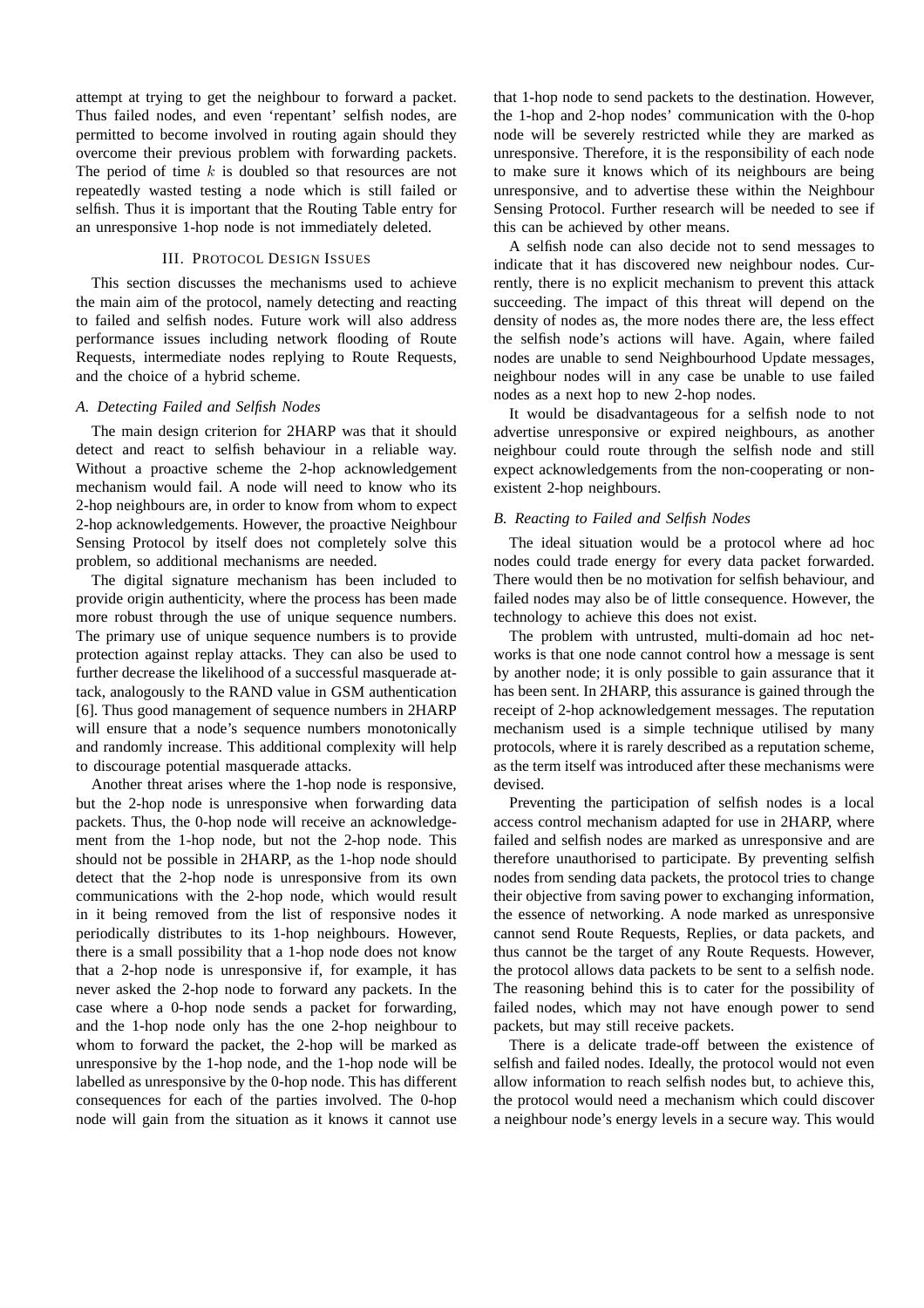attempt at trying to get the neighbour to forward a packet. Thus failed nodes, and even 'repentant' selfish nodes, are permitted to become involved in routing again should they overcome their previous problem with forwarding packets. The period of time $k$ is doubled so that resources are not repeatedly wasted testing a node which is still failed or selfish. Thus it is important that the Routing Table entry for an unresponsive 1-hop node is not immediately deleted.

## III. Protocol Design Issues

This section discusses the mechanisms used to achieve the main aim of the protocol, namely detecting and reacting to failed and selfish nodes. Future work will also address performance issues including network flooding of Route Requests, intermediate nodes replying to Route Requests, and the choice of a hybrid scheme.

### A. Detecting Failed and Selfish Nodes

The main design criterion for 2HARP was that it should detect and react to selfish behaviour in a reliable way. Without a proactive scheme the 2-hop acknowledgement mechanism would fail. A node will need to know who its 2-hop neighbours are, in order to know from whom to expect 2-hop acknowledgements. However, the proactive Neighbour Sensing Protocol by itself does not completely solve this problem, so additional mechanisms are needed.

The digital signature mechanism has been included to provide origin authenticity, where the process has been made more robust through the use of unique sequence numbers. The primary use of unique sequence numbers is to provide protection against replay attacks. They can also be used to further decrease the likelihood of a successful masquerade attack, analogously to the RAND value in GSM authentication [6]. Thus good management of sequence numbers in 2HARP will ensure that a node's sequence numbers monotonically and randomly increase. This additional complexity will help to discourage potential masquerade attacks.

Another threat arises where the 1-hop node is responsive, but the 2-hop node is unresponsive when forwarding data packets. Thus, the 0-hop node will receive an acknowledgement from the 1-hop node, but not the 2-hop node. This should not be possible in 2HARP, as the 1-hop node should detect that the 2-hop node is unresponsive from its own communications with the 2-hop node, which would result in it being removed from the list of responsive nodes it periodically distributes to its 1-hop neighbours. However, there is a small possibility that a 1-hop node does not know that a 2-hop node is unresponsive if, for example, it has never asked the 2-hop node to forward any packets. In the case where a 0-hop node sends a packet for forwarding, and the 1-hop node only has the one 2-hop neighbour to whom to forward the packet, the 2-hop will be marked as unresponsive by the 1-hop node, and the 1-hop node will be labelled as unresponsive by the 0-hop node. This has different consequences for each of the parties involved. The 0-hop node will gain from the situation as it knows it cannot use that 1-hop node to send packets to the destination. However, the 1-hop and 2-hop nodes' communication with the 0-hop node will be severely restricted while they are marked as unresponsive. Therefore, it is the responsibility of each node to make sure it knows which of its neighbours are being unresponsive, and to advertise these within the Neighbour Sensing Protocol. Further research will be needed to see if this can be achieved by other means.

A selfish node can also decide not to send messages to indicate that it has discovered new neighbour nodes. Currently, there is no explicit mechanism to prevent this attack succeeding. The impact of this threat will depend on the density of nodes as, the more nodes there are, the less effect the selfish node's actions will have. Again, where failed nodes are unable to send Neighbourhood Update messages, neighbour nodes will in any case be unable to use failed nodes as a next hop to new 2-hop nodes.

It would be disadvantageous for a selfish node to not advertise unresponsive or expired neighbours, as another neighbour could route through the selfish node and still expect acknowledgements from the non-cooperating or non-existent 2-hop neighbours.

### B. Reacting to Failed and Selfish Nodes

The ideal situation would be a protocol where ad hoc nodes could trade energy for every data packet forwarded. There would then be no motivation for selfish behaviour, and failed nodes may also be of little consequence. However, the technology to achieve this does not exist.

The problem with untrusted, multi-domain ad hoc networks is that one node cannot control how a message is sent by another node; it is only possible to gain assurance that it has been sent. In 2HARP, this assurance is gained through the receipt of 2-hop acknowledgement messages. The reputation mechanism used is a simple technique utilised by many protocols, where it is rarely described as a reputation scheme, as the term itself was introduced after these mechanisms were devised.

Preventing the participation of selfish nodes is a local access control mechanism adapted for use in 2HARP, where failed and selfish nodes are marked as unresponsive and are therefore unauthorised to participate. By preventing selfish nodes from sending data packets, the protocol tries to change their objective from saving power to exchanging information, the essence of networking. A node marked as unresponsive cannot send Route Requests, Replies, or data packets, and thus cannot be the target of any Route Requests. However, the protocol allows data packets to be sent to a selfish node. The reasoning behind this is to cater for the possibility of failed nodes, which may not have enough power to send packets, but may still receive packets.

There is a delicate trade-off between the existence of selfish and failed nodes. Ideally, the protocol would not even allow information to reach selfish nodes but, to achieve this, the protocol would need a mechanism which could discover a neighbour node's energy levels in a secure way. This would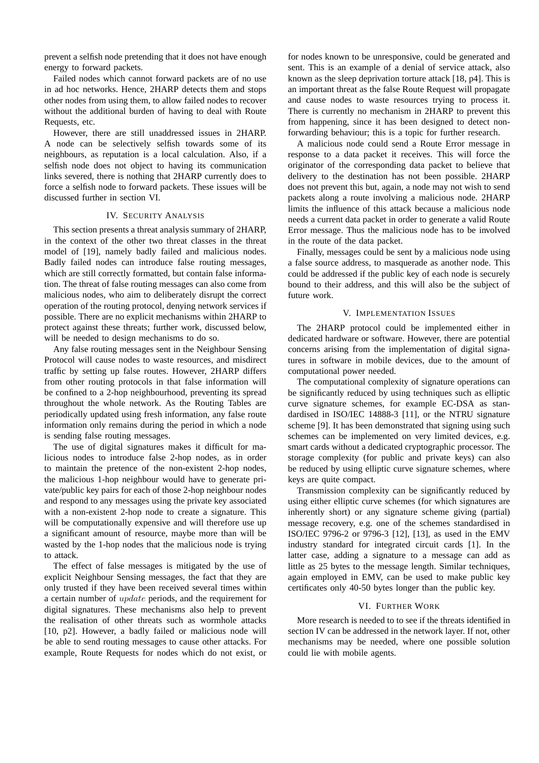prevent a selfish node pretending that it does not have enough energy to forward packets.

Failed nodes which cannot forward packets are of no use in ad hoc networks. Hence, 2HARP detects them and stops other nodes from using them, to allow failed nodes to recover without the additional burden of having to deal with Route Requests, etc.

However, there are still unaddressed issues in 2HARP. A node can be selectively selfish towards some of its neighbours, as reputation is a local calculation. Also, if a selfish node does not object to having its communication links severed, there is nothing that 2HARP currently does to force a selfish node to forward packets. These issues will be discussed further in section VI.

## IV. Security Analysis

This section presents a threat analysis summary of 2HARP, in the context of the other two threat classes in the threat model of [19], namely badly failed and malicious nodes. Badly failed nodes can introduce false routing messages, which are still correctly formatted, but contain false information. The threat of false routing messages can also come from malicious nodes, who aim to deliberately disrupt the correct operation of the routing protocol, denying network services if possible. There are no explicit mechanisms within 2HARP to protect against these threats; further work, discussed below, will be needed to design mechanisms to do so.

Any false routing messages sent in the Neighbour Sensing Protocol will cause nodes to waste resources, and misdirect traffic by setting up false routes. However, 2HARP differs from other routing protocols in that false information will be confined to a 2-hop neighbourhood, preventing its spread throughout the whole network. As the Routing Tables are periodically updated using fresh information, any false route information only remains during the period in which a node is sending false routing messages.

The use of digital signatures makes it difficult for malicious nodes to introduce false 2-hop nodes, as in order to maintain the pretence of the non-existent 2-hop nodes, the malicious 1-hop neighbour would have to generate private/public key pairs for each of those 2-hop neighbour nodes and respond to any messages using the private key associated with a non-existent 2-hop node to create a signature. This will be computationally expensive and will therefore use up a significant amount of resource, maybe more than will be wasted by the 1-hop nodes that the malicious node is trying to attack.

The effect of false messages is mitigated by the use of explicit Neighbour Sensing messages, the fact that they are only trusted if they have been received several times within a certain number of $update$ periods, and the requirement for digital signatures. These mechanisms also help to prevent the realisation of other threats such as wormhole attacks [10, p2]. However, a badly failed or malicious node will be able to send routing messages to cause other attacks. For example, Route Requests for nodes which do not exist, or for nodes known to be unresponsive, could be generated and sent. This is an example of a denial of service attack, also known as the sleep deprivation torture attack [18, p4]. This is an important threat as the false Route Request will propagate and cause nodes to waste resources trying to process it. There is currently no mechanism in 2HARP to prevent this from happening, since it has been designed to detect non-forwarding behaviour; this is a topic for further research.

A malicious node could send a Route Error message in response to a data packet it receives. This will force the originator of the corresponding data packet to believe that delivery to the destination has not been possible. 2HARP does not prevent this but, again, a node may not wish to send packets along a route involving a malicious node. 2HARP limits the influence of this attack because a malicious node needs a current data packet in order to generate a valid Route Error message. Thus the malicious node has to be involved in the route of the data packet.

Finally, messages could be sent by a malicious node using a false source address, to masquerade as another node. This could be addressed if the public key of each node is securely bound to their address, and this will also be the subject of future work.

## V. Implementation Issues

The 2HARP protocol could be implemented either in dedicated hardware or software. However, there are potential concerns arising from the implementation of digital signatures in software in mobile devices, due to the amount of computational power needed.

The computational complexity of signature operations can be significantly reduced by using techniques such as elliptic curve signature schemes, for example EC-DSA as standardised in ISO/IEC 14888-3 [11], or the NTRU signature scheme [9]. It has been demonstrated that signing using such schemes can be implemented on very limited devices, e.g. smart cards without a dedicated cryptographic processor. The storage complexity (for public and private keys) can also be reduced by using elliptic curve signature schemes, where keys are quite compact.

Transmission complexity can be significantly reduced by using either elliptic curve schemes (for which signatures are inherently short) or any signature scheme giving (partial) message recovery, e.g. one of the schemes standardised in ISO/IEC 9796-2 or 9796-3 [12], [13], as used in the EMV industry standard for integrated circuit cards [1]. In the latter case, adding a signature to a message can add as little as 25 bytes to the message length. Similar techniques, again employed in EMV, can be used to make public key certificates only 40-50 bytes longer than the public key.

## VI. Further Work

More research is needed to to see if the threats identified in section IV can be addressed in the network layer. If not, other mechanisms may be needed, where one possible solution could lie with mobile agents.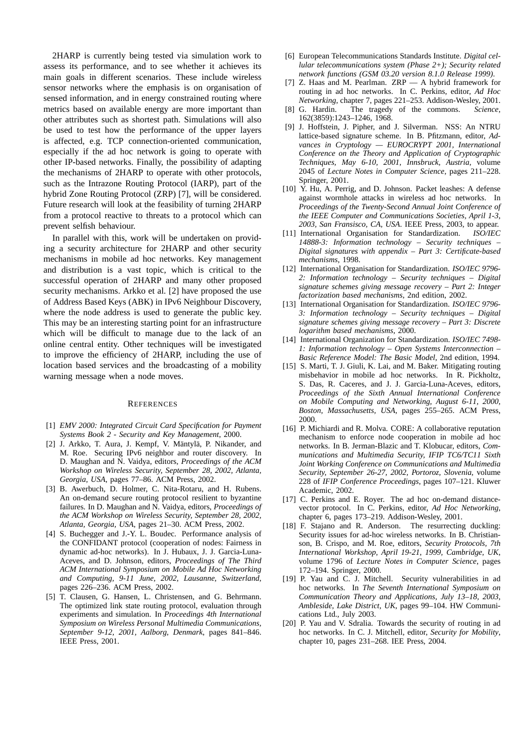2HARP is currently being tested via simulation work to assess its performance, and to see whether it achieves its main goals in different scenarios. These include wireless sensor networks where the emphasis is on organisation of sensed information, and in energy constrained routing where metrics based on available energy are more important than other attributes such as shortest path. Simulations will also be used to test how the performance of the upper layers is affected, e.g. TCP connection-oriented communication, especially if the ad hoc network is going to operate with other IP-based networks. Finally, the possibility of adapting the mechanisms of 2HARP to operate with other protocols, such as the Intrazone Routing Protocol (IARP), part of the hybrid Zone Routing Protocol (ZRP) [7], will be considered. Future research will look at the feasibility of turning 2HARP from a protocol reactive to threats to a protocol which can prevent selfish behaviour.

In parallel with this, work will be undertaken on providing a security architecture for 2HARP and other security mechanisms in mobile ad hoc networks. Key management and distribution is a vast topic, which is critical to the successful operation of 2HARP and many other proposed security mechanisms. Arkko et al. [2] have proposed the use of Address Based Keys (ABK) in IPv6 Neighbour Discovery, where the node address is used to generate the public key. This may be an interesting starting point for an infrastructure which will be difficult to manage due to the lack of an online central entity. Other techniques will be investigated to improve the efficiency of 2HARP, including the use of location based services and the broadcasting of a mobility warning message when a node moves.

## References

[1] *EMV 2000: Integrated Circuit Card Specification for Payment Systems Book 2 - Security and Key Management*, 2000.

[2] J. Arkko, T. Aura, J. Kempf, V. Mäntylä, P. Nikander, and M. Roe. Securing IPv6 neighbor and router discovery. In D. Maughan and N. Vaidya, editors, *Proceedings of the ACM Workshop on Wireless Security, September 28, 2002, Atlanta, Georgia, USA*, pages 77–86. ACM Press, 2002.

[3] B. Awerbuch, D. Holmer, C. Nita-Rotaru, and H. Rubens. An on-demand secure routing protocol resilient to byzantine failures. In D. Maughan and N. Vaidya, editors, *Proceedings of the ACM Workshop on Wireless Security, September 28, 2002, Atlanta, Georgia, USA*, pages 21–30. ACM Press, 2002.

[4] S. Buchegger and J.-Y. L. Boudec. Performance analysis of the CONFIDANT protocol (cooperation of nodes: Fairness in dynamic ad-hoc networks). In J. Hubaux, J. J. Garcia-Luna-Aceves, and D. Johnson, editors, *Proceedings of The Third ACM International Symposium on Mobile Ad Hoc Networking and Computing, 9-11 June, 2002, Lausanne, Switzerland*, pages 226–236. ACM Press, 2002.

[5] T. Clausen, G. Hansen, L. Christensen, and G. Behrmann. The optimized link state routing protocol, evaluation through experiments and simulation. In *Proceedings 4th International Symposium on Wireless Personal Multimedia Communications, September 9-12, 2001, Aalborg, Denmark*, pages 841–846. IEEE Press, 2001.

[6] European Telecommunications Standards Institute. *Digital cellular telecommunications system (Phase 2+); Security related network functions (GSM 03.20 version 8.1.0 Release 1999)*.

[7] Z. Haas and M. Pearlman. ZRP — A hybrid framework for routing in ad hoc networks. In C. Perkins, editor, *Ad Hoc Networking*, chapter 7, pages 221–253. Addison-Wesley, 2001.

[8] G. Hardin. The tragedy of the commons. *Science*, 162(3859):1243–1246, 1968.

[9] J. Hoffstein, J. Pipher, and J. Silverman. NSS: An NTRU lattice-based signature scheme. In B. Pfitzmann, editor, *Advances in Cryptology — EUROCRYPT 2001, International Conference on the Theory and Application of Cryptographic Techniques, May 6-10, 2001, Innsbruck, Austria*, volume 2045 of *Lecture Notes in Computer Science*, pages 211–228. Springer, 2001.

[10] Y. Hu, A. Perrig, and D. Johnson. Packet leashes: A defense against wormhole attacks in wireless ad hoc networks. In *Proceedings of the Twenty-Second Annual Joint Conference of the IEEE Computer and Communications Societies, April 1-3, 2003, San Fransisco, CA, USA*. IEEE Press, 2003, to appear.

[11] International Organisation for Standardization. *ISO/IEC 14888-3: Information technology – Security techniques – Digital signatures with appendix – Part 3: Certificate-based mechanisms*, 1998.

[12] International Organisation for Standardization. *ISO/IEC 9796-2: Information technology – Security techniques – Digital signature schemes giving message recovery – Part 2: Integer factorization based mechanisms*, 2nd edition, 2002.

[13] International Organisation for Standardization. *ISO/IEC 9796-3: Information technology – Security techniques – Digital signature schemes giving message recovery – Part 3: Discrete logarithm based mechanisms*, 2000.

[14] International Organization for Standardization. *ISO/IEC 7498-1: Information technology – Open Systems Interconnection – Basic Reference Model: The Basic Model*, 2nd edition, 1994.

[15] S. Marti, T. J. Giuli, K. Lai, and M. Baker. Mitigating routing misbehavior in mobile ad hoc networks. In R. Pickholtz, S. Das, R. Caceres, and J. J. Garcia-Luna-Aceves, editors, *Proceedings of the Sixth Annual International Conference on Mobile Computing and Networking, August 6-11, 2000, Boston, Massachusetts, USA*, pages 255–265. ACM Press, 2000.

[16] P. Michiardi and R. Molva. CORE: A collaborative reputation mechanism to enforce node cooperation in mobile ad hoc networks. In B. Jerman-Blazic and T. Klobucar, editors, *Communications and Multimedia Security, IFIP TC6/TC11 Sixth Joint Working Conference on Communications and Multimedia Security, September 26-27, 2002, Portoroz, Slovenia*, volume 228 of *IFIP Conference Proceedings*, pages 107–121. Kluwer Academic, 2002.

[17] C. Perkins and E. Royer. The ad hoc on-demand distance-vector protocol. In C. Perkins, editor, *Ad Hoc Networking*, chapter 6, pages 173–219. Addison-Wesley, 2001.

[18] F. Stajano and R. Anderson. The resurrecting duckling: Security issues for ad-hoc wireless networks. In B. Christianson, B. Crispo, and M. Roe, editors, *Security Protocols, 7th International Workshop, April 19-21, 1999, Cambridge, UK*, volume 1796 of *Lecture Notes in Computer Science*, pages 172–194. Springer, 2000.

[19] P. Yau and C. J. Mitchell. Security vulnerabilities in ad hoc networks. In *The Seventh International Symposium on Communication Theory and Applications, July 13–18, 2003, Ambleside, Lake District, UK*, pages 99–104. HW Communications Ltd., July 2003.

[20] P. Yau and V. Sdralia. Towards the security of routing in ad hoc networks. In C. J. Mitchell, editor, *Security for Mobility*, chapter 10, pages 231–268. IEE Press, 2004.